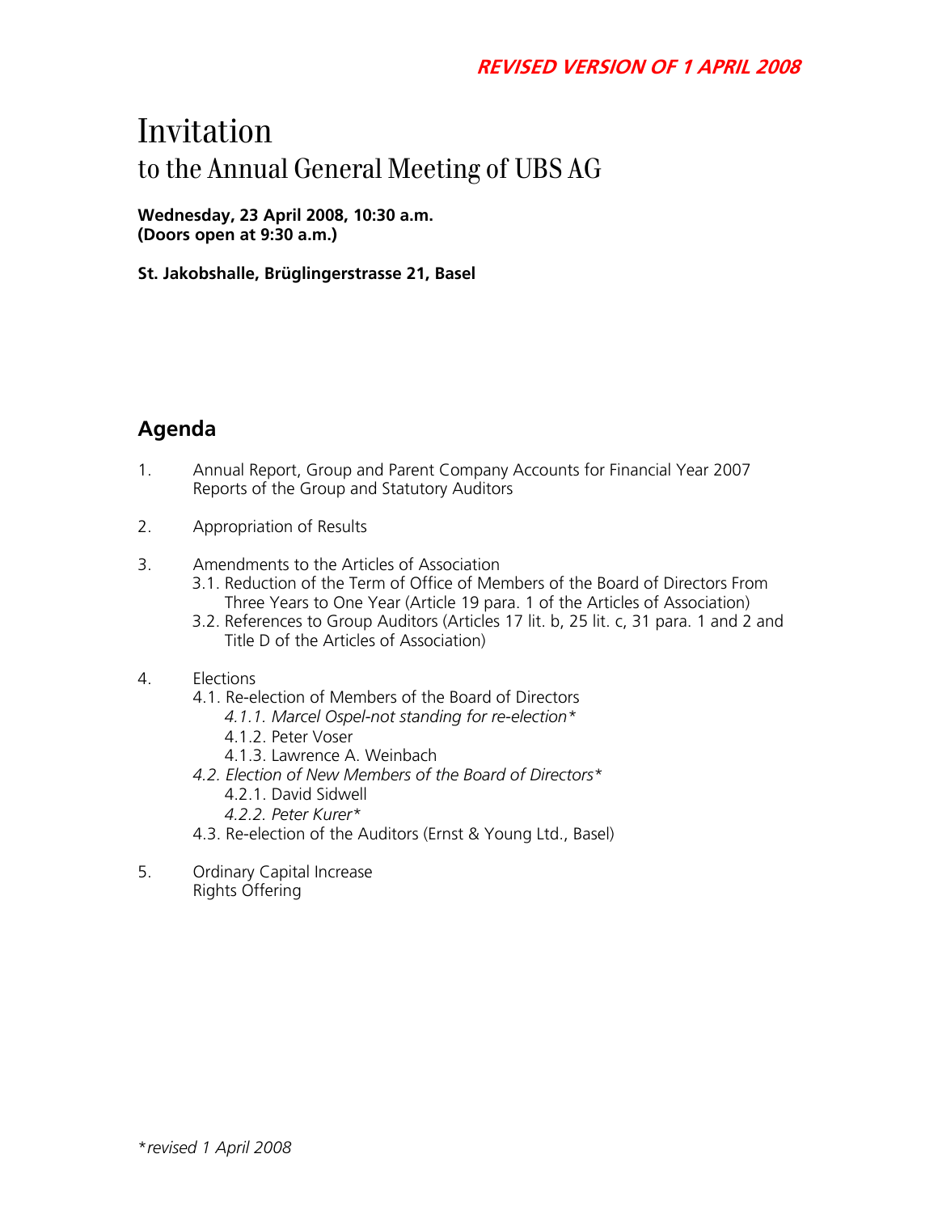**_REVISED VERSION OF 1 APRIL 2008_**

# Invitation
## to the Annual General Meeting of UBS AG

**Wednesday, 23 April 2008, 10:30 a.m.**
**(Doors open at 9:30 a.m.)**

**St. Jakobshalle, Brüglingerstrasse 21, Basel**

## Agenda

1. Annual Report, Group and Parent Company Accounts for Financial Year 2007
   Reports of the Group and Statutory Auditors

2. Appropriation of Results

3. Amendments to the Articles of Association
   - 3.1. Reduction of the Term of Office of Members of the Board of Directors From Three Years to One Year (Article 19 para. 1 of the Articles of Association)
   - 3.2. References to Group Auditors (Articles 17 lit. b, 25 lit. c, 31 para. 1 and 2 and Title D of the Articles of Association)

4. Elections
   - 4.1. Re-election of Members of the Board of Directors
     - *4.1.1. Marcel Ospel-not standing for re-election\**
     - 4.1.2. Peter Voser
     - 4.1.3. Lawrence A. Weinbach
   - *4.2. Election of New Members of the Board of Directors\**
     - 4.2.1. David Sidwell
     - *4.2.2. Peter Kurer\**
   - 4.3. Re-election of the Auditors (Ernst & Young Ltd., Basel)

5. Ordinary Capital Increase
   Rights Offering

*\*revised 1 April 2008*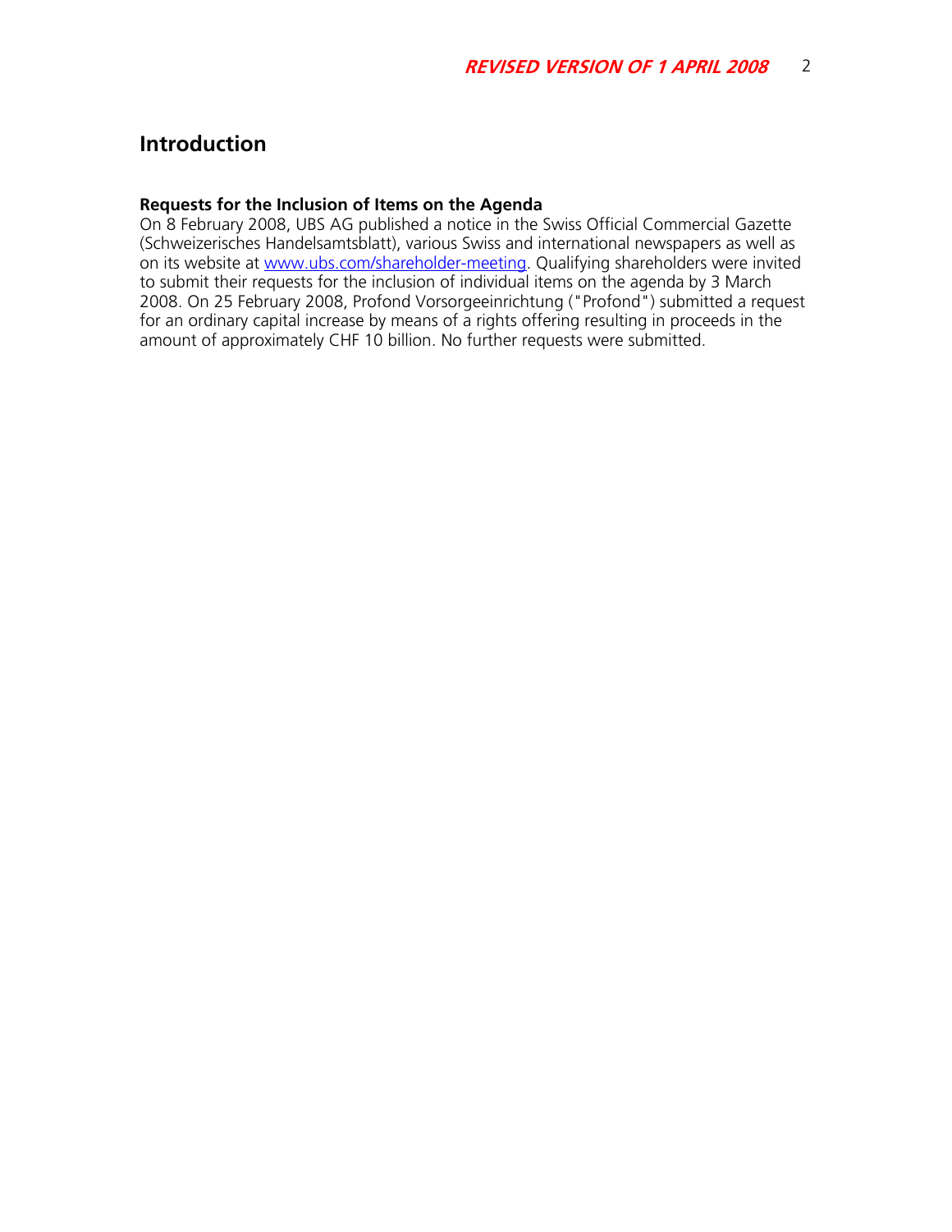# Introduction

**Requests for the Inclusion of Items on the Agenda**

On 8 February 2008, UBS AG published a notice in the Swiss Official Commercial Gazette (Schweizerisches Handelsamtsblatt), various Swiss and international newspapers as well as on its website at [www.ubs.com/shareholder-meeting](http://www.ubs.com/shareholder-meeting). Qualifying shareholders were invited to submit their requests for the inclusion of individual items on the agenda by 3 March 2008. On 25 February 2008, Profond Vorsorgeeinrichtung ("Profond") submitted a request for an ordinary capital increase by means of a rights offering resulting in proceeds in the amount of approximately CHF 10 billion. No further requests were submitted.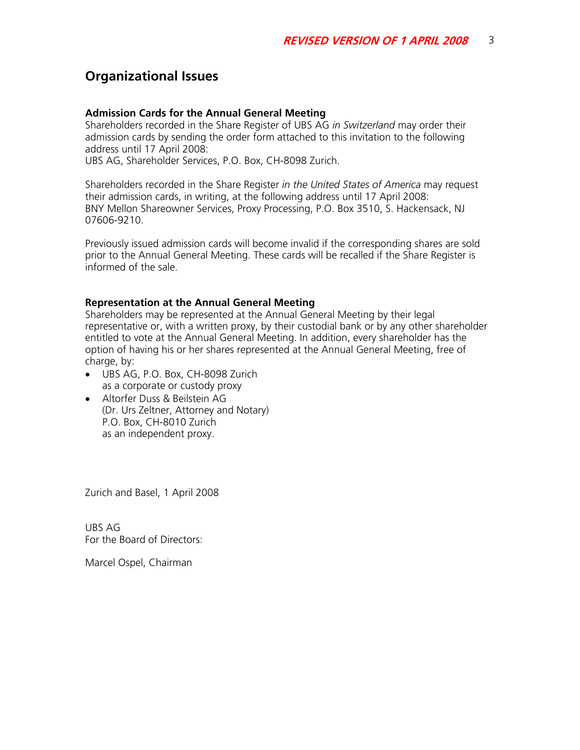## Organizational Issues

### Admission Cards for the Annual General Meeting

Shareholders recorded in the Share Register of UBS AG *in Switzerland* may order their admission cards by sending the order form attached to this invitation to the following address until 17 April 2008:
UBS AG, Shareholder Services, P.O. Box, CH-8098 Zurich.

Shareholders recorded in the Share Register *in the United States of America* may request their admission cards, in writing, at the following address until 17 April 2008:
BNY Mellon Shareowner Services, Proxy Processing, P.O. Box 3510, S. Hackensack, NJ 07606-9210.

Previously issued admission cards will become invalid if the corresponding shares are sold prior to the Annual General Meeting. These cards will be recalled if the Share Register is informed of the sale.

### Representation at the Annual General Meeting

Shareholders may be represented at the Annual General Meeting by their legal representative or, with a written proxy, by their custodial bank or by any other shareholder entitled to vote at the Annual General Meeting. In addition, every shareholder has the option of having his or her shares represented at the Annual General Meeting, free of charge, by:

- UBS AG, P.O. Box, CH-8098 Zurich
  as a corporate or custody proxy
- Altorfer Duss & Beilstein AG
  (Dr. Urs Zeltner, Attorney and Notary)
  P.O. Box, CH-8010 Zurich
  as an independent proxy.

Zurich and Basel, 1 April 2008

UBS AG
For the Board of Directors:

Marcel Ospel, Chairman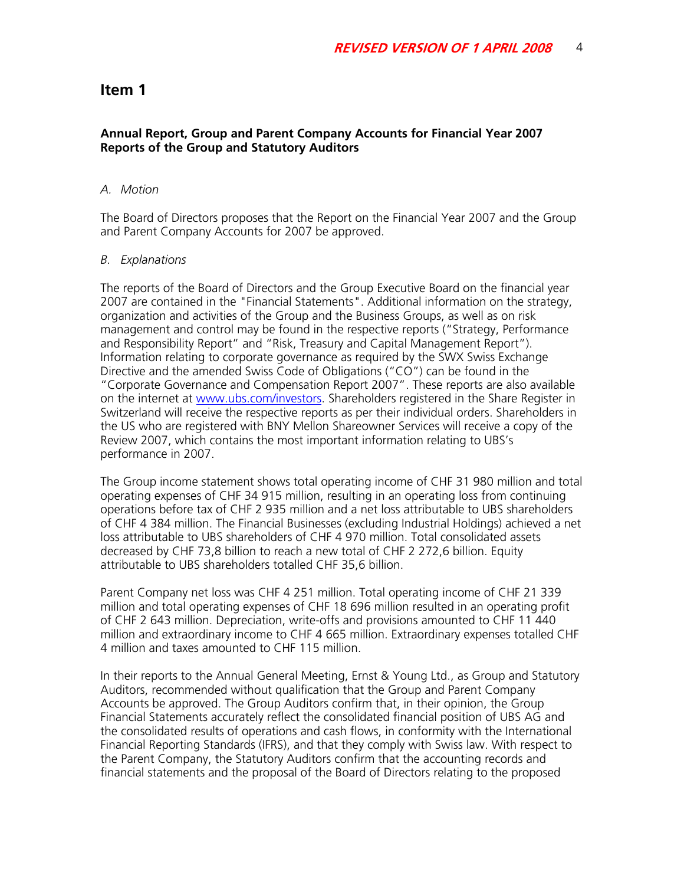## Item 1

**Annual Report, Group and Parent Company Accounts for Financial Year 2007**
**Reports of the Group and Statutory Auditors**

*A. Motion*

The Board of Directors proposes that the Report on the Financial Year 2007 and the Group and Parent Company Accounts for 2007 be approved.

*B. Explanations*

The reports of the Board of Directors and the Group Executive Board on the financial year 2007 are contained in the "Financial Statements". Additional information on the strategy, organization and activities of the Group and the Business Groups, as well as on risk management and control may be found in the respective reports ("Strategy, Performance and Responsibility Report" and "Risk, Treasury and Capital Management Report"). Information relating to corporate governance as required by the SWX Swiss Exchange Directive and the amended Swiss Code of Obligations ("CO") can be found in the "Corporate Governance and Compensation Report 2007". These reports are also available on the internet at www.ubs.com/investors. Shareholders registered in the Share Register in Switzerland will receive the respective reports as per their individual orders. Shareholders in the US who are registered with BNY Mellon Shareowner Services will receive a copy of the Review 2007, which contains the most important information relating to UBS's performance in 2007.

The Group income statement shows total operating income of CHF 31 980 million and total operating expenses of CHF 34 915 million, resulting in an operating loss from continuing operations before tax of CHF 2 935 million and a net loss attributable to UBS shareholders of CHF 4 384 million. The Financial Businesses (excluding Industrial Holdings) achieved a net loss attributable to UBS shareholders of CHF 4 970 million. Total consolidated assets decreased by CHF 73,8 billion to reach a new total of CHF 2 272,6 billion. Equity attributable to UBS shareholders totalled CHF 35,6 billion.

Parent Company net loss was CHF 4 251 million. Total operating income of CHF 21 339 million and total operating expenses of CHF 18 696 million resulted in an operating profit of CHF 2 643 million. Depreciation, write-offs and provisions amounted to CHF 11 440 million and extraordinary income to CHF 4 665 million. Extraordinary expenses totalled CHF 4 million and taxes amounted to CHF 115 million.

In their reports to the Annual General Meeting, Ernst & Young Ltd., as Group and Statutory Auditors, recommended without qualification that the Group and Parent Company Accounts be approved. The Group Auditors confirm that, in their opinion, the Group Financial Statements accurately reflect the consolidated financial position of UBS AG and the consolidated results of operations and cash flows, in conformity with the International Financial Reporting Standards (IFRS), and that they comply with Swiss law. With respect to the Parent Company, the Statutory Auditors confirm that the accounting records and financial statements and the proposal of the Board of Directors relating to the proposed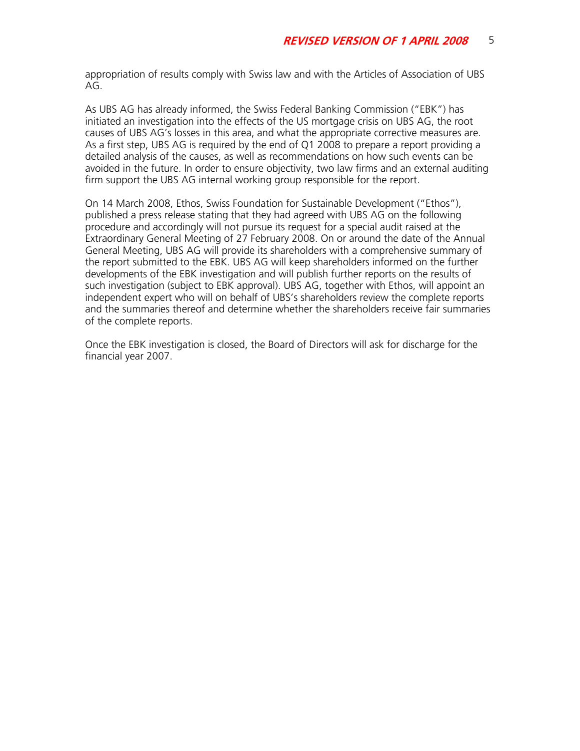appropriation of results comply with Swiss law and with the Articles of Association of UBS AG.

As UBS AG has already informed, the Swiss Federal Banking Commission ("EBK") has initiated an investigation into the effects of the US mortgage crisis on UBS AG, the root causes of UBS AG's losses in this area, and what the appropriate corrective measures are. As a first step, UBS AG is required by the end of Q1 2008 to prepare a report providing a detailed analysis of the causes, as well as recommendations on how such events can be avoided in the future. In order to ensure objectivity, two law firms and an external auditing firm support the UBS AG internal working group responsible for the report.

On 14 March 2008, Ethos, Swiss Foundation for Sustainable Development ("Ethos"), published a press release stating that they had agreed with UBS AG on the following procedure and accordingly will not pursue its request for a special audit raised at the Extraordinary General Meeting of 27 February 2008. On or around the date of the Annual General Meeting, UBS AG will provide its shareholders with a comprehensive summary of the report submitted to the EBK. UBS AG will keep shareholders informed on the further developments of the EBK investigation and will publish further reports on the results of such investigation (subject to EBK approval). UBS AG, together with Ethos, will appoint an independent expert who will on behalf of UBS's shareholders review the complete reports and the summaries thereof and determine whether the shareholders receive fair summaries of the complete reports.

Once the EBK investigation is closed, the Board of Directors will ask for discharge for the financial year 2007.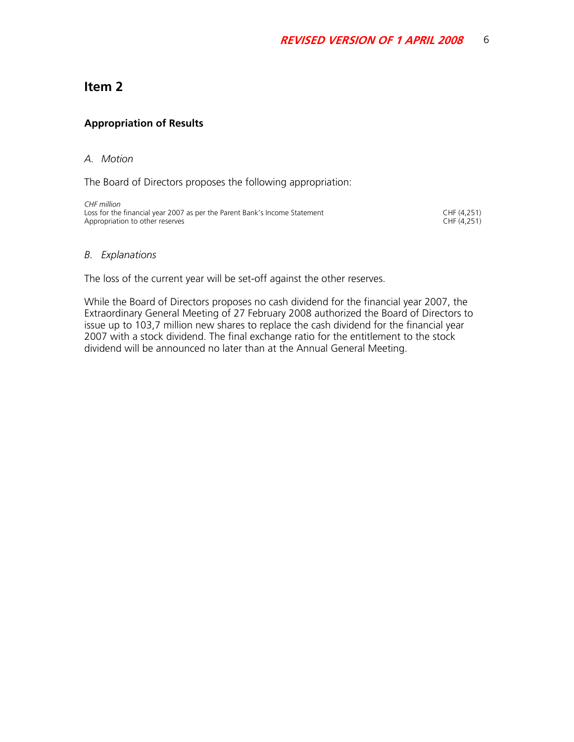**REVISED VERSION OF 1 APRIL 2008**

# Item 2

## Appropriation of Results

*A. Motion*

The Board of Directors proposes the following appropriation:

| *CHF million* | |
|---|---|
| Loss for the financial year 2007 as per the Parent Bank's Income Statement | CHF (4,251) |
| Appropriation to other reserves | CHF (4,251) |

*B. Explanations*

The loss of the current year will be set-off against the other reserves.

While the Board of Directors proposes no cash dividend for the financial year 2007, the Extraordinary General Meeting of 27 February 2008 authorized the Board of Directors to issue up to 103,7 million new shares to replace the cash dividend for the financial year 2007 with a stock dividend. The final exchange ratio for the entitlement to the stock dividend will be announced no later than at the Annual General Meeting.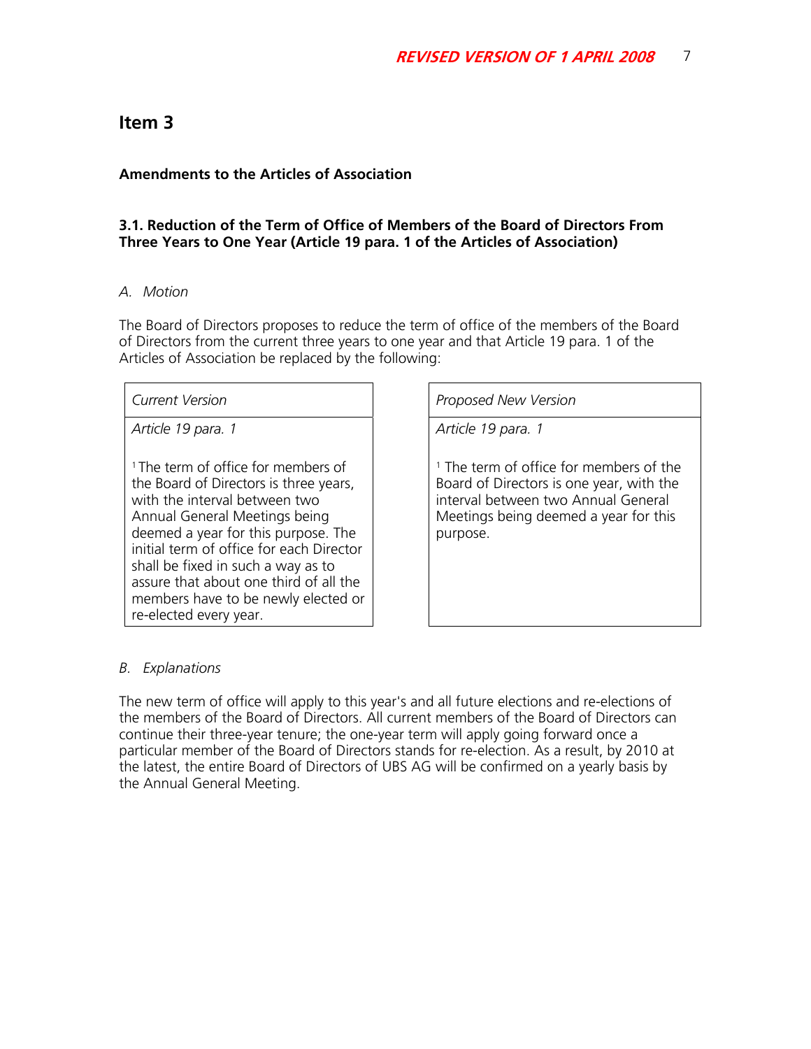## Item 3

### Amendments to the Articles of Association

### 3.1. Reduction of the Term of Office of Members of the Board of Directors From Three Years to One Year (Article 19 para. 1 of the Articles of Association)

*A. Motion*

The Board of Directors proposes to reduce the term of office of the members of the Board of Directors from the current three years to one year and that Article 19 para. 1 of the Articles of Association be replaced by the following:

| *Current Version* | *Proposed New Version* |
|---|---|
| *Article 19 para. 1*<br><br>[1] The term of office for members of the Board of Directors is three years, with the interval between two Annual General Meetings being deemed a year for this purpose. The initial term of office for each Director shall be fixed in such a way as to assure that about one third of all the members have to be newly elected or re-elected every year. | *Article 19 para. 1*<br><br>[1] The term of office for members of the Board of Directors is one year, with the interval between two Annual General Meetings being deemed a year for this purpose. |

*B. Explanations*

The new term of office will apply to this year's and all future elections and re-elections of the members of the Board of Directors. All current members of the Board of Directors can continue their three-year tenure; the one-year term will apply going forward once a particular member of the Board of Directors stands for re-election. As a result, by 2010 at the latest, the entire Board of Directors of UBS AG will be confirmed on a yearly basis by the Annual General Meeting.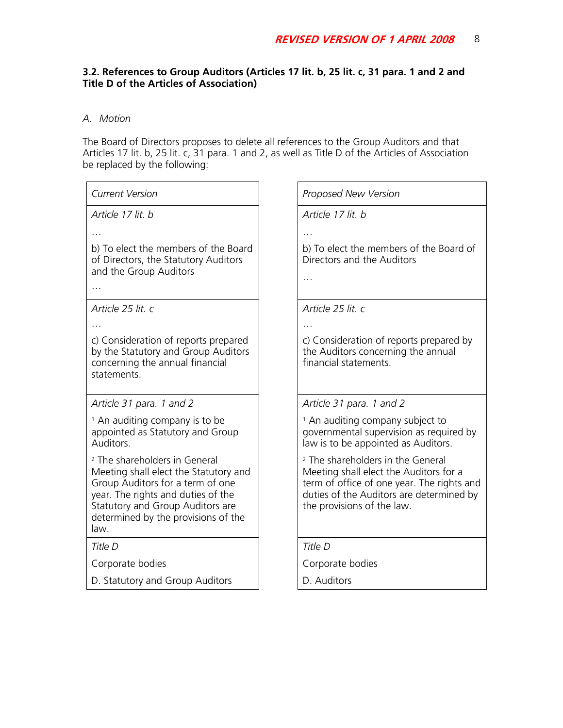### 3.2. References to Group Auditors (Articles 17 lit. b, 25 lit. c, 31 para. 1 and 2 and Title D of the Articles of Association)

*A. Motion*

The Board of Directors proposes to delete all references to the Group Auditors and that Articles 17 lit. b, 25 lit. c, 31 para. 1 and 2, as well as Title D of the Articles of Association be replaced by the following:

| *Current Version* | *Proposed New Version* |
|---|---|
| *Article 17 lit. b*<br>…<br>b) To elect the members of the Board of Directors, the Statutory Auditors and the Group Auditors<br>… | *Article 17 lit. b*<br>…<br>b) To elect the members of the Board of Directors and the Auditors<br>… |
| *Article 25 lit. c*<br>…<br>c) Consideration of reports prepared by the Statutory and Group Auditors concerning the annual financial statements. | *Article 25 lit. c*<br>…<br>c) Consideration of reports prepared by the Auditors concerning the annual financial statements. |
| *Article 31 para. 1 and 2*<br>[1] An auditing company is to be appointed as Statutory and Group Auditors.<br>[2] The shareholders in General Meeting shall elect the Statutory and Group Auditors for a term of one year. The rights and duties of the Statutory and Group Auditors are determined by the provisions of the law. | *Article 31 para. 1 and 2*<br>[1] An auditing company subject to governmental supervision as required by law is to be appointed as Auditors.<br>[2] The shareholders in the General Meeting shall elect the Auditors for a term of office of one year. The rights and duties of the Auditors are determined by the provisions of the law. |
| *Title D*<br>Corporate bodies<br>D. Statutory and Group Auditors | *Title D*<br>Corporate bodies<br>D. Auditors |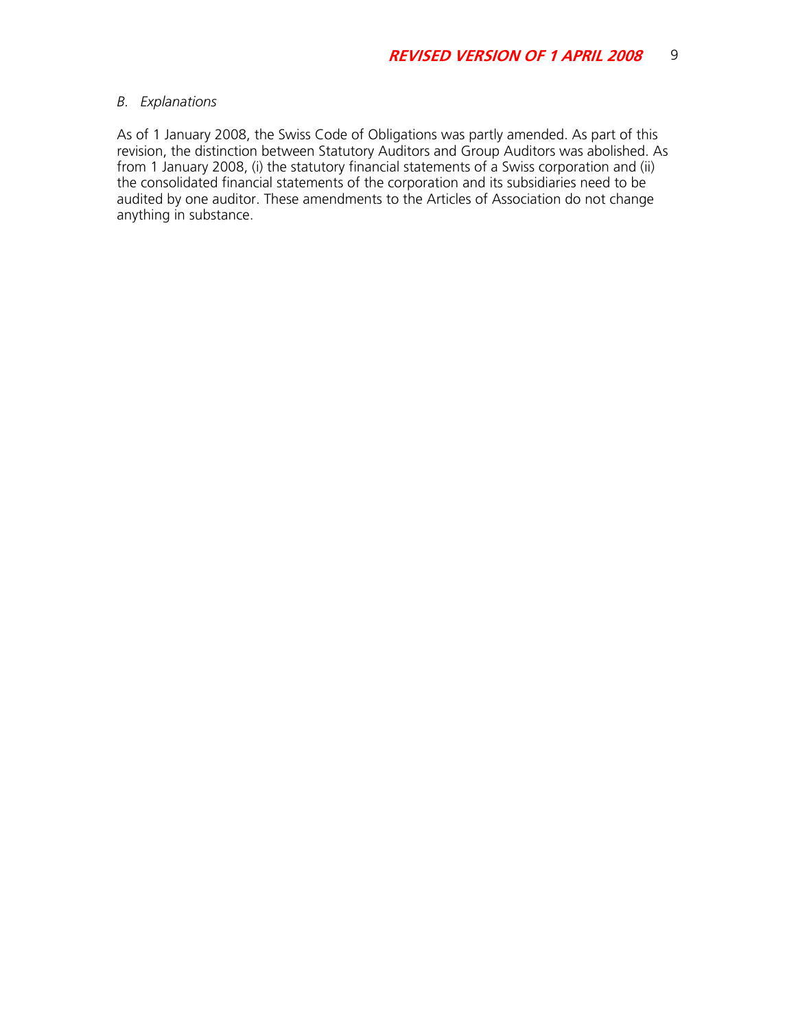*B. Explanations*

As of 1 January 2008, the Swiss Code of Obligations was partly amended. As part of this revision, the distinction between Statutory Auditors and Group Auditors was abolished. As from 1 January 2008, (i) the statutory financial statements of a Swiss corporation and (ii) the consolidated financial statements of the corporation and its subsidiaries need to be audited by one auditor. These amendments to the Articles of Association do not change anything in substance.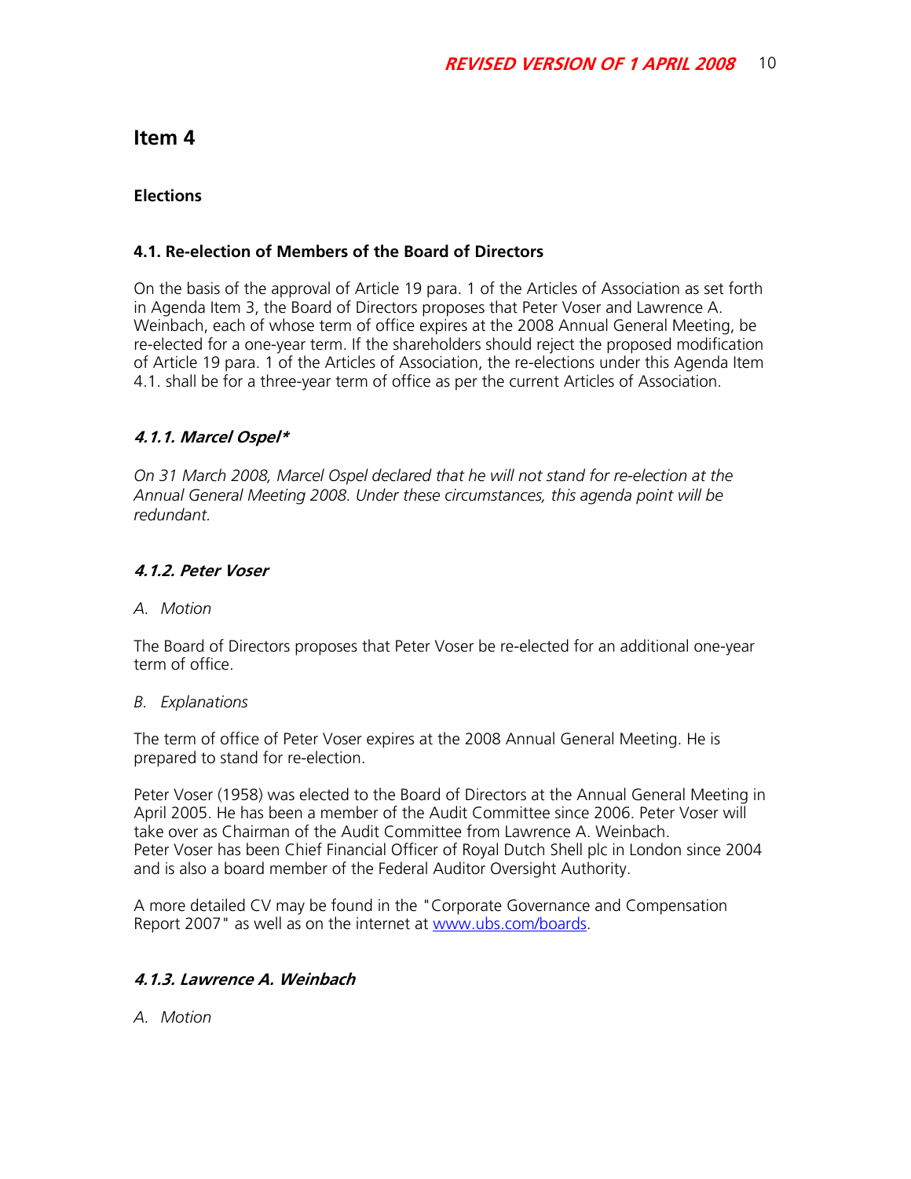## Item 4

### Elections

### 4.1. Re-election of Members of the Board of Directors

On the basis of the approval of Article 19 para. 1 of the Articles of Association as set forth in Agenda Item 3, the Board of Directors proposes that Peter Voser and Lawrence A. Weinbach, each of whose term of office expires at the 2008 Annual General Meeting, be re-elected for a one-year term. If the shareholders should reject the proposed modification of Article 19 para. 1 of the Articles of Association, the re-elections under this Agenda Item 4.1. shall be for a three-year term of office as per the current Articles of Association.

#### *4.1.1. Marcel Ospel**

*On 31 March 2008, Marcel Ospel declared that he will not stand for re-election at the Annual General Meeting 2008. Under these circumstances, this agenda point will be redundant.*

#### *4.1.2. Peter Voser*

*A. Motion*

The Board of Directors proposes that Peter Voser be re-elected for an additional one-year term of office.

*B. Explanations*

The term of office of Peter Voser expires at the 2008 Annual General Meeting. He is prepared to stand for re-election.

Peter Voser (1958) was elected to the Board of Directors at the Annual General Meeting in April 2005. He has been a member of the Audit Committee since 2006. Peter Voser will take over as Chairman of the Audit Committee from Lawrence A. Weinbach.
Peter Voser has been Chief Financial Officer of Royal Dutch Shell plc in London since 2004 and is also a board member of the Federal Auditor Oversight Authority.

A more detailed CV may be found in the "Corporate Governance and Compensation Report 2007" as well as on the internet at www.ubs.com/boards.

#### *4.1.3. Lawrence A. Weinbach*

*A. Motion*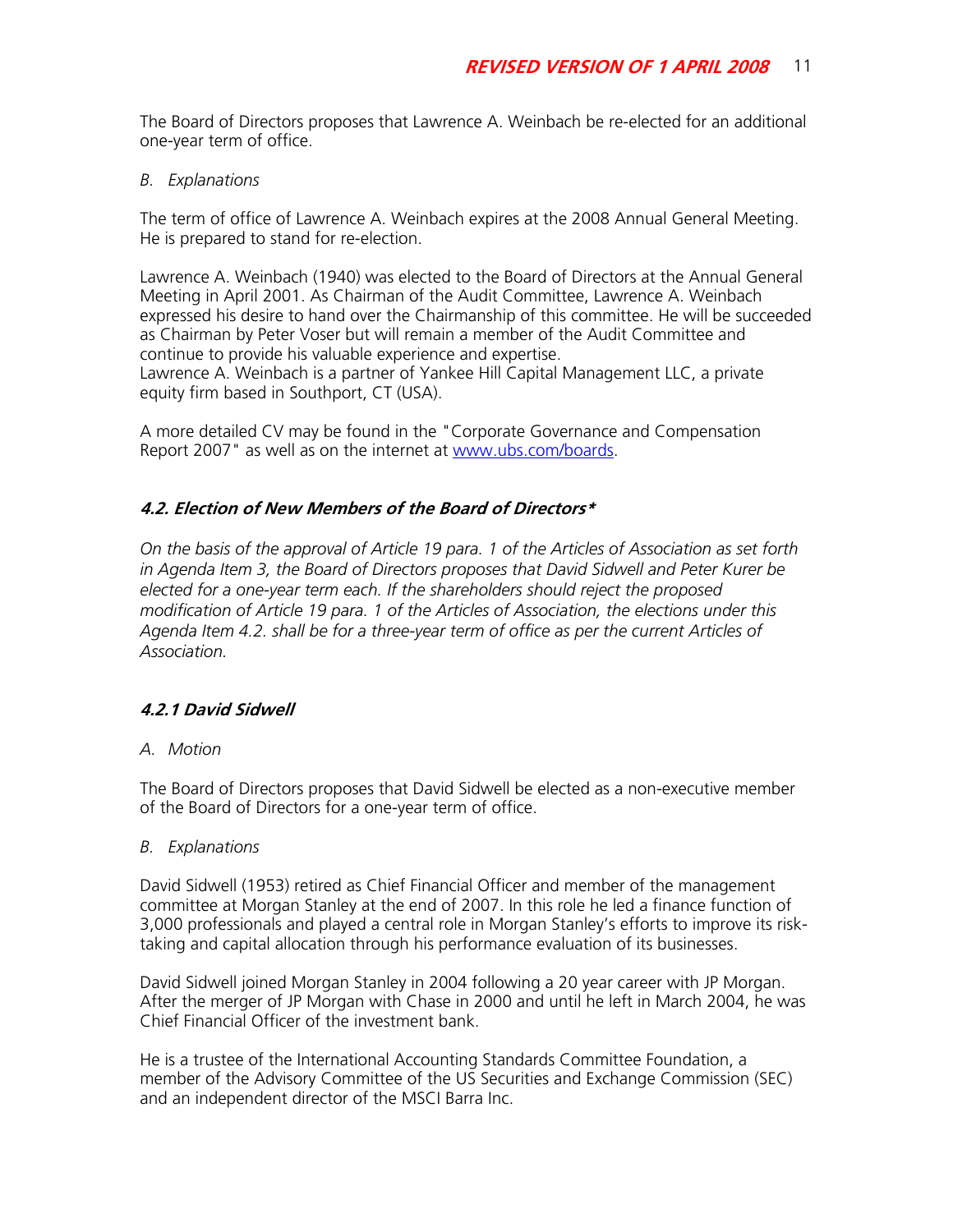The Board of Directors proposes that Lawrence A. Weinbach be re-elected for an additional one-year term of office.

*B. Explanations*

The term of office of Lawrence A. Weinbach expires at the 2008 Annual General Meeting. He is prepared to stand for re-election.

Lawrence A. Weinbach (1940) was elected to the Board of Directors at the Annual General Meeting in April 2001. As Chairman of the Audit Committee, Lawrence A. Weinbach expressed his desire to hand over the Chairmanship of this committee. He will be succeeded as Chairman by Peter Voser but will remain a member of the Audit Committee and continue to provide his valuable experience and expertise.
Lawrence A. Weinbach is a partner of Yankee Hill Capital Management LLC, a private equity firm based in Southport, CT (USA).

A more detailed CV may be found in the "Corporate Governance and Compensation Report 2007" as well as on the internet at www.ubs.com/boards.

### 4.2. Election of New Members of the Board of Directors*

*On the basis of the approval of Article 19 para. 1 of the Articles of Association as set forth in Agenda Item 3, the Board of Directors proposes that David Sidwell and Peter Kurer be elected for a one-year term each. If the shareholders should reject the proposed modification of Article 19 para. 1 of the Articles of Association, the elections under this Agenda Item 4.2. shall be for a three-year term of office as per the current Articles of Association.*

### 4.2.1 David Sidwell

*A. Motion*

The Board of Directors proposes that David Sidwell be elected as a non-executive member of the Board of Directors for a one-year term of office.

*B. Explanations*

David Sidwell (1953) retired as Chief Financial Officer and member of the management committee at Morgan Stanley at the end of 2007. In this role he led a finance function of 3,000 professionals and played a central role in Morgan Stanley's efforts to improve its risk-taking and capital allocation through his performance evaluation of its businesses.

David Sidwell joined Morgan Stanley in 2004 following a 20 year career with JP Morgan. After the merger of JP Morgan with Chase in 2000 and until he left in March 2004, he was Chief Financial Officer of the investment bank.

He is a trustee of the International Accounting Standards Committee Foundation, a member of the Advisory Committee of the US Securities and Exchange Commission (SEC) and an independent director of the MSCI Barra Inc.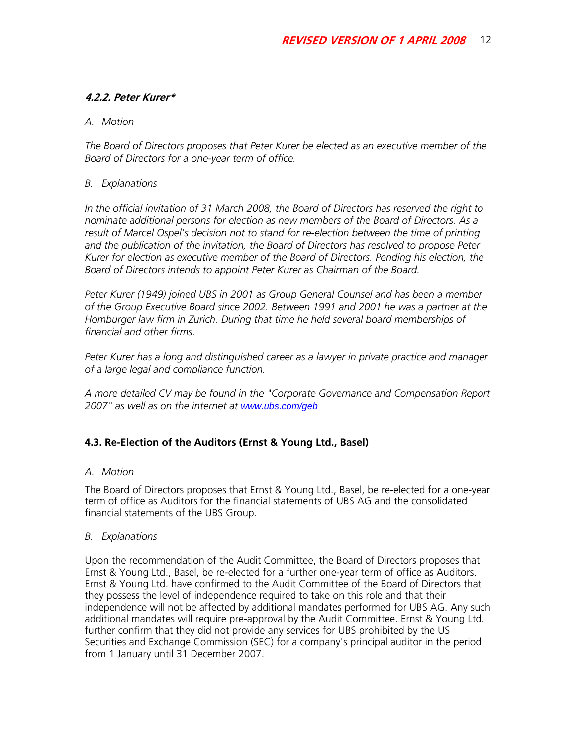#### *4.2.2. Peter Kurer\**

*A. Motion*

*The Board of Directors proposes that Peter Kurer be elected as an executive member of the Board of Directors for a one-year term of office.*

*B. Explanations*

*In the official invitation of 31 March 2008, the Board of Directors has reserved the right to nominate additional persons for election as new members of the Board of Directors. As a result of Marcel Ospel's decision not to stand for re-election between the time of printing and the publication of the invitation, the Board of Directors has resolved to propose Peter Kurer for election as executive member of the Board of Directors. Pending his election, the Board of Directors intends to appoint Peter Kurer as Chairman of the Board.*

*Peter Kurer (1949) joined UBS in 2001 as Group General Counsel and has been a member of the Group Executive Board since 2002. Between 1991 and 2001 he was a partner at the Homburger law firm in Zurich. During that time he held several board memberships of financial and other firms.*

*Peter Kurer has a long and distinguished career as a lawyer in private practice and manager of a large legal and compliance function.*

*A more detailed CV may be found in the "Corporate Governance and Compensation Report 2007" as well as on the internet at www.ubs.com/geb*

### 4.3. Re-Election of the Auditors (Ernst & Young Ltd., Basel)

*A. Motion*

The Board of Directors proposes that Ernst & Young Ltd., Basel, be re-elected for a one-year term of office as Auditors for the financial statements of UBS AG and the consolidated financial statements of the UBS Group.

*B. Explanations*

Upon the recommendation of the Audit Committee, the Board of Directors proposes that Ernst & Young Ltd., Basel, be re-elected for a further one-year term of office as Auditors. Ernst & Young Ltd. have confirmed to the Audit Committee of the Board of Directors that they possess the level of independence required to take on this role and that their independence will not be affected by additional mandates performed for UBS AG. Any such additional mandates will require pre-approval by the Audit Committee. Ernst & Young Ltd. further confirm that they did not provide any services for UBS prohibited by the US Securities and Exchange Commission (SEC) for a company's principal auditor in the period from 1 January until 31 December 2007.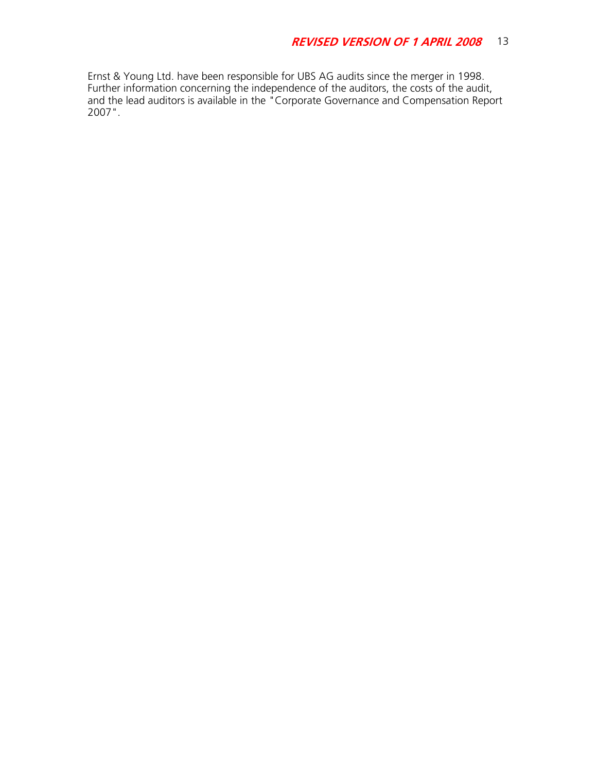Ernst & Young Ltd. have been responsible for UBS AG audits since the merger in 1998. Further information concerning the independence of the auditors, the costs of the audit, and the lead auditors is available in the "Corporate Governance and Compensation Report 2007".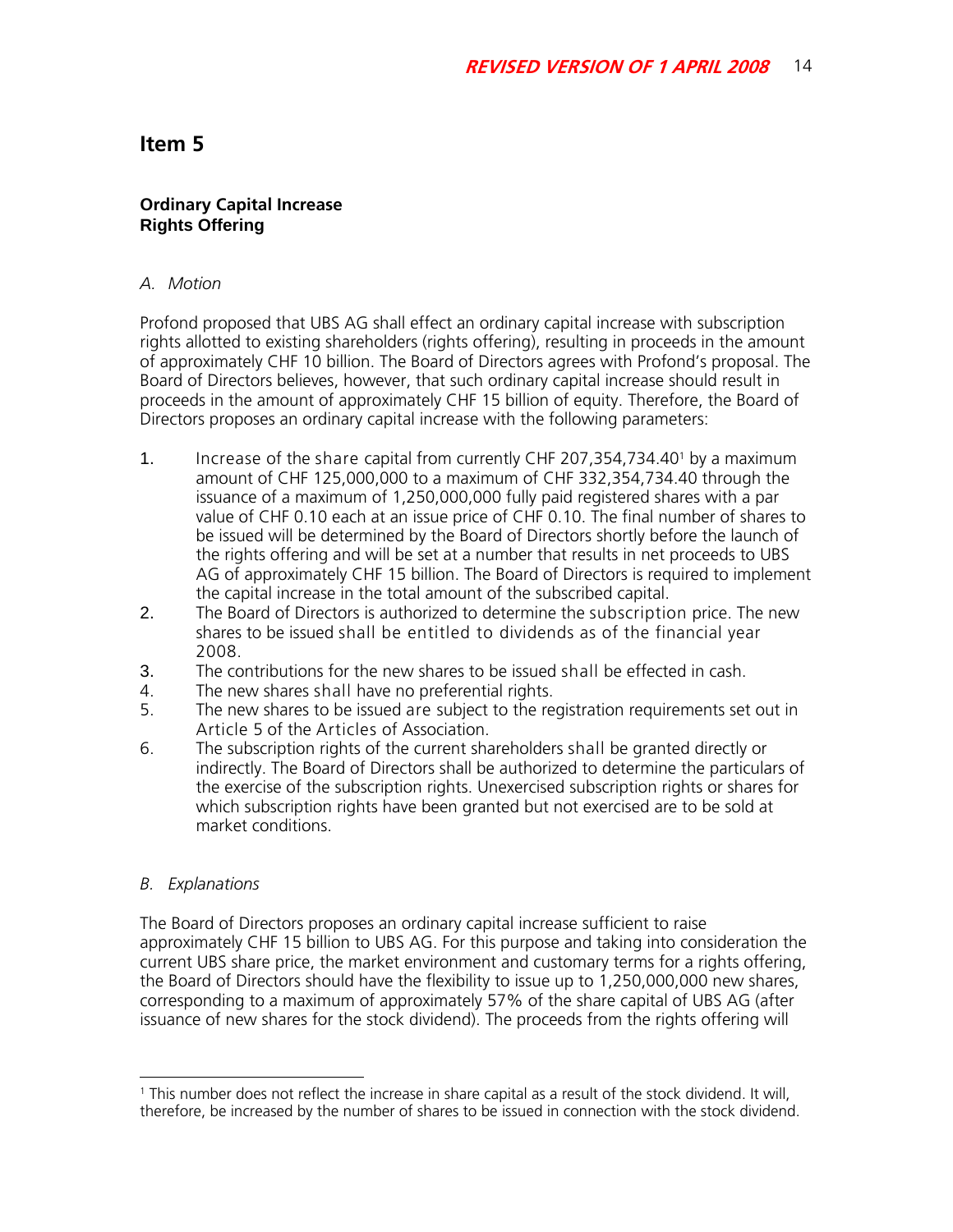## Item 5

**Ordinary Capital Increase**
**Rights Offering**

*A. Motion*

Profond proposed that UBS AG shall effect an ordinary capital increase with subscription rights allotted to existing shareholders (rights offering), resulting in proceeds in the amount of approximately CHF 10 billion. The Board of Directors agrees with Profond's proposal. The Board of Directors believes, however, that such ordinary capital increase should result in proceeds in the amount of approximately CHF 15 billion of equity. Therefore, the Board of Directors proposes an ordinary capital increase with the following parameters:

1. Increase of the share capital from currently CHF 207,354,734.40[1] by a maximum amount of CHF 125,000,000 to a maximum of CHF 332,354,734.40 through the issuance of a maximum of 1,250,000,000 fully paid registered shares with a par value of CHF 0.10 each at an issue price of CHF 0.10. The final number of shares to be issued will be determined by the Board of Directors shortly before the launch of the rights offering and will be set at a number that results in net proceeds to UBS AG of approximately CHF 15 billion. The Board of Directors is required to implement the capital increase in the total amount of the subscribed capital.
2. The Board of Directors is authorized to determine the subscription price. The new shares to be issued shall be entitled to dividends as of the financial year 2008.
3. The contributions for the new shares to be issued shall be effected in cash.
4. The new shares shall have no preferential rights.
5. The new shares to be issued are subject to the registration requirements set out in Article 5 of the Articles of Association.
6. The subscription rights of the current shareholders shall be granted directly or indirectly. The Board of Directors shall be authorized to determine the particulars of the exercise of the subscription rights. Unexercised subscription rights or shares for which subscription rights have been granted but not exercised are to be sold at market conditions.

*B. Explanations*

The Board of Directors proposes an ordinary capital increase sufficient to raise approximately CHF 15 billion to UBS AG. For this purpose and taking into consideration the current UBS share price, the market environment and customary terms for a rights offering, the Board of Directors should have the flexibility to issue up to 1,250,000,000 new shares, corresponding to a maximum of approximately 57% of the share capital of UBS AG (after issuance of new shares for the stock dividend). The proceeds from the rights offering will

[1] This number does not reflect the increase in share capital as a result of the stock dividend. It will, therefore, be increased by the number of shares to be issued in connection with the stock dividend.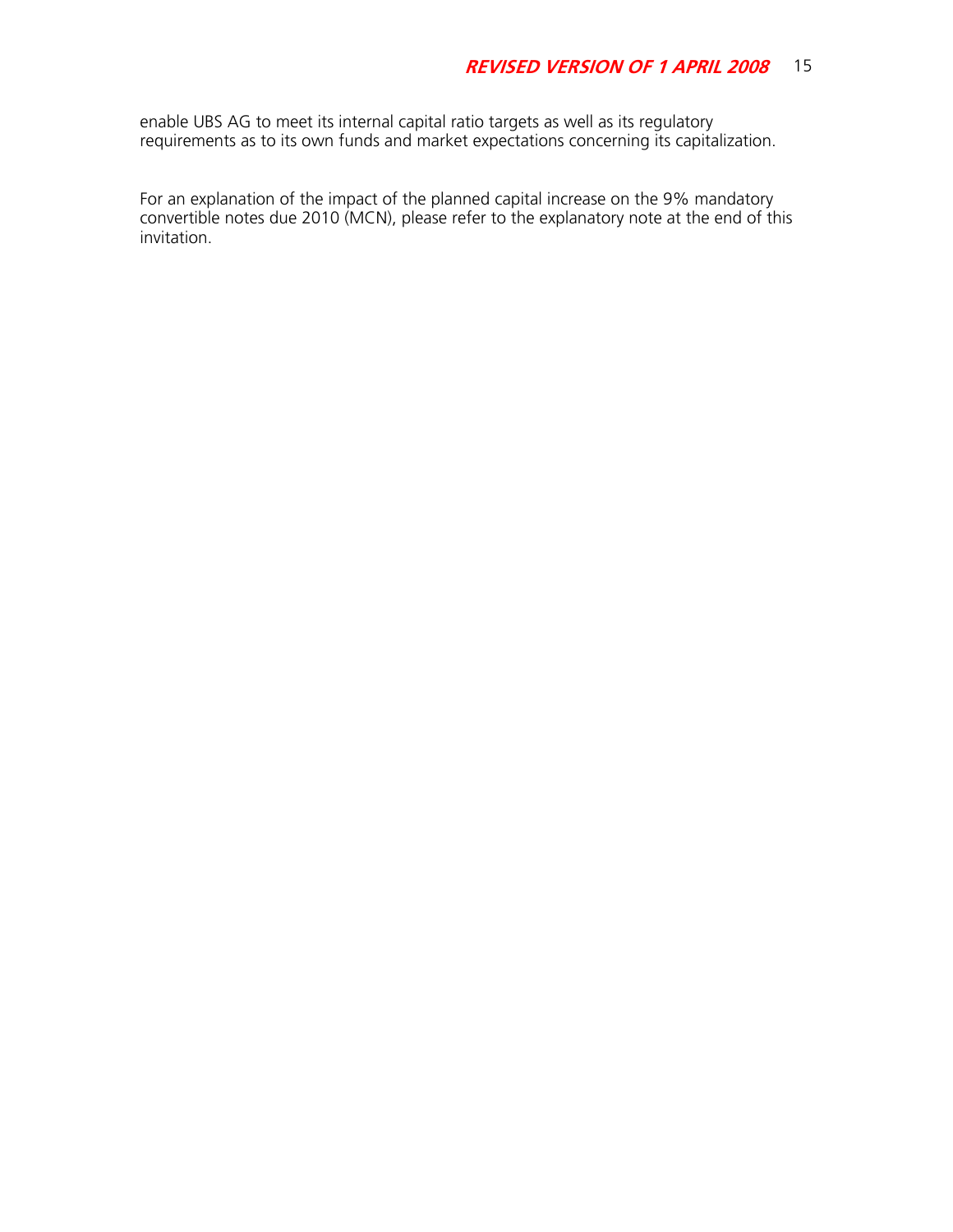enable UBS AG to meet its internal capital ratio targets as well as its regulatory requirements as to its own funds and market expectations concerning its capitalization.

For an explanation of the impact of the planned capital increase on the 9% mandatory convertible notes due 2010 (MCN), please refer to the explanatory note at the end of this invitation.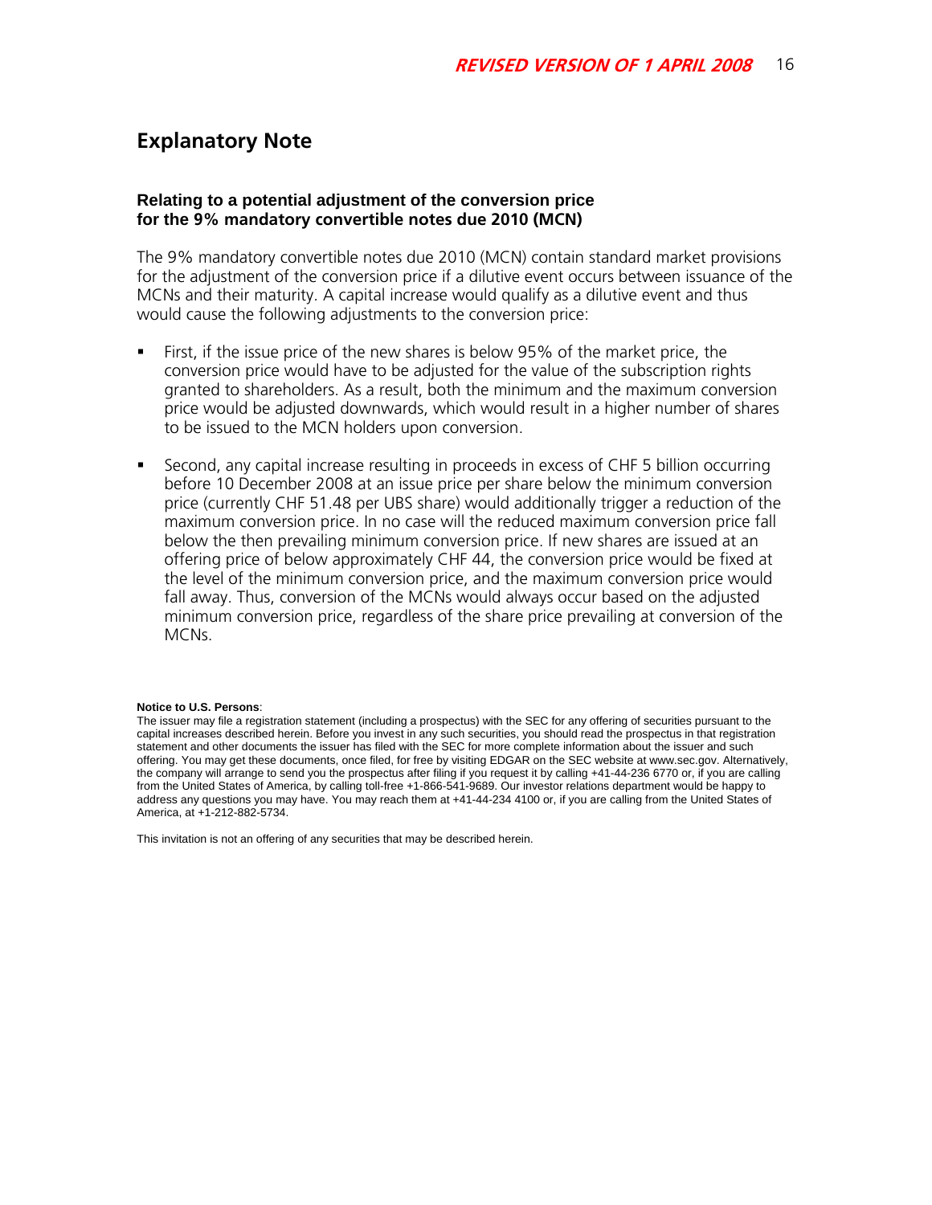## Explanatory Note

### Relating to a potential adjustment of the conversion price for the 9% mandatory convertible notes due 2010 (MCN)

The 9% mandatory convertible notes due 2010 (MCN) contain standard market provisions for the adjustment of the conversion price if a dilutive event occurs between issuance of the MCNs and their maturity. A capital increase would qualify as a dilutive event and thus would cause the following adjustments to the conversion price:

- First, if the issue price of the new shares is below 95% of the market price, the conversion price would have to be adjusted for the value of the subscription rights granted to shareholders. As a result, both the minimum and the maximum conversion price would be adjusted downwards, which would result in a higher number of shares to be issued to the MCN holders upon conversion.
- Second, any capital increase resulting in proceeds in excess of CHF 5 billion occurring before 10 December 2008 at an issue price per share below the minimum conversion price (currently CHF 51.48 per UBS share) would additionally trigger a reduction of the maximum conversion price. In no case will the reduced maximum conversion price fall below the then prevailing minimum conversion price. If new shares are issued at an offering price of below approximately CHF 44, the conversion price would be fixed at the level of the minimum conversion price, and the maximum conversion price would fall away. Thus, conversion of the MCNs would always occur based on the adjusted minimum conversion price, regardless of the share price prevailing at conversion of the MCNs.

**Notice to U.S. Persons**:
The issuer may file a registration statement (including a prospectus) with the SEC for any offering of securities pursuant to the capital increases described herein. Before you invest in any such securities, you should read the prospectus in that registration statement and other documents the issuer has filed with the SEC for more complete information about the issuer and such offering. You may get these documents, once filed, for free by visiting EDGAR on the SEC website at www.sec.gov. Alternatively, the company will arrange to send you the prospectus after filing if you request it by calling +41-44-236 6770 or, if you are calling from the United States of America, by calling toll-free +1-866-541-9689. Our investor relations department would be happy to address any questions you may have. You may reach them at +41-44-234 4100 or, if you are calling from the United States of America, at +1-212-882-5734.

This invitation is not an offering of any securities that may be described herein.